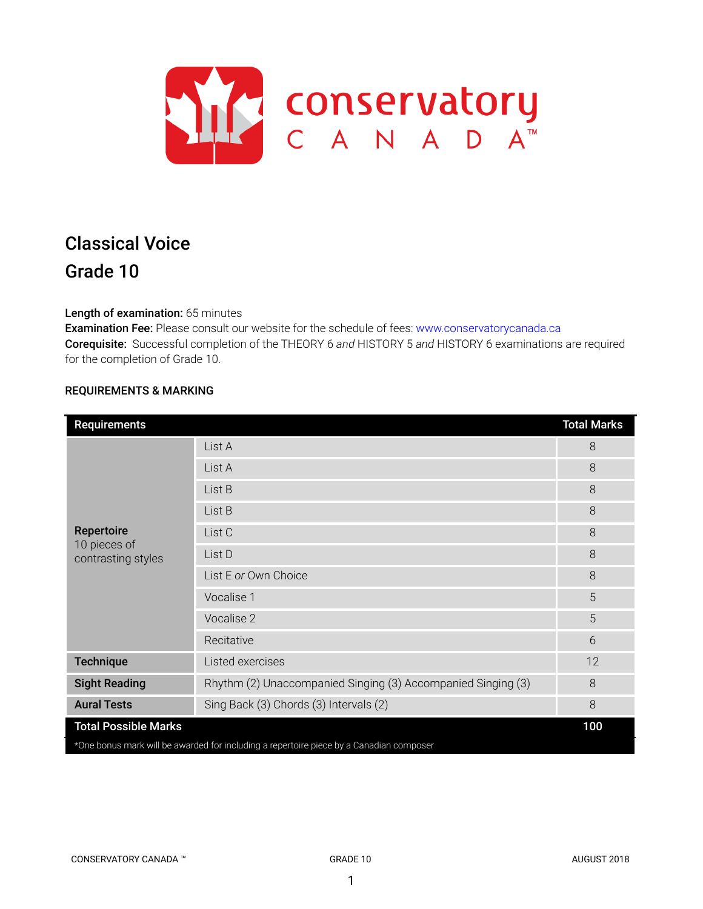# Classical Voice

# Grade 10

**Length of examination:** 65 minutes
**Examination Fee:** Please consult our website for the schedule of fees: www.conservatorycanada.ca
**Corequisite:** Successful completion of the THEORY 6 *and* HISTORY 5 *and* HISTORY 6 examinations are required for the completion of Grade 10.

## REQUIREMENTS & MARKING

| Requirements | | Total Marks |
|---|---|---|
| **Repertoire** 10 pieces of contrasting styles | List A | 8 |
| | List A | 8 |
| | List B | 8 |
| | List B | 8 |
| | List C | 8 |
| | List D | 8 |
| | List E *or* Own Choice | 8 |
| | Vocalise 1 | 5 |
| | Vocalise 2 | 5 |
| | Recitative | 6 |
| **Technique** | Listed exercises | 12 |
| **Sight Reading** | Rhythm (2) Unaccompanied Singing (3) Accompanied Singing (3) | 8 |
| **Aural Tests** | Sing Back (3) Chords (3) Intervals (2) | 8 |
| **Total Possible Marks** | | **100** |

*One bonus mark will be awarded for including a repertoire piece by a Canadian composer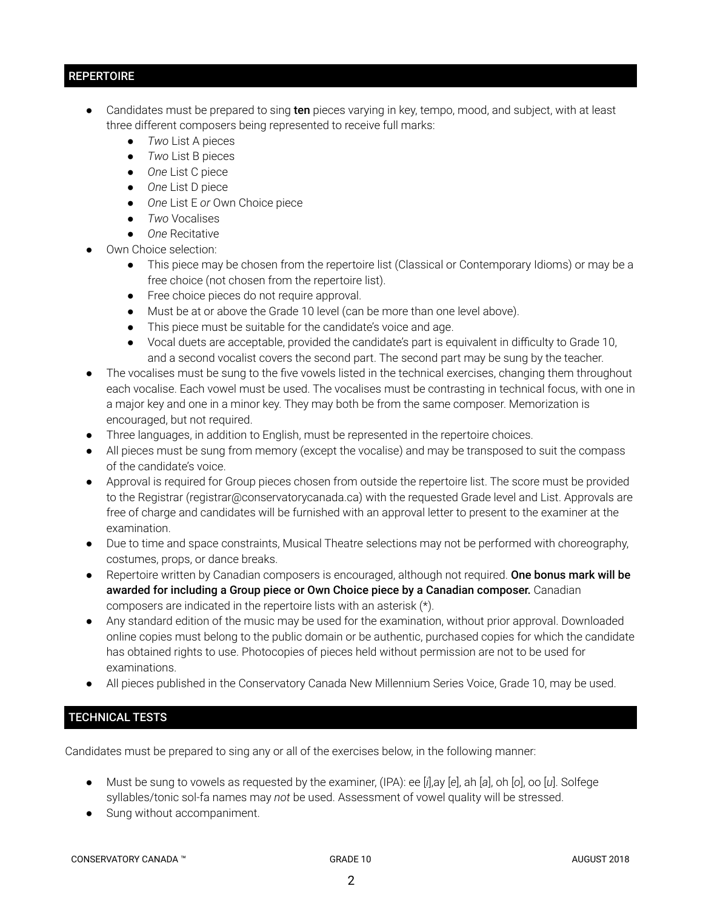## REPERTOIRE

- Candidates must be prepared to sing **ten** pieces varying in key, tempo, mood, and subject, with at least three different composers being represented to receive full marks:
  - *Two* List A pieces
  - *Two* List B pieces
  - *One* List C piece
  - *One* List D piece
  - *One* List E *or* Own Choice piece
  - *Two* Vocalises
  - *One* Recitative
- Own Choice selection:
  - This piece may be chosen from the repertoire list (Classical or Contemporary Idioms) or may be a free choice (not chosen from the repertoire list).
  - Free choice pieces do not require approval.
  - Must be at or above the Grade 10 level (can be more than one level above).
  - This piece must be suitable for the candidate's voice and age.
  - Vocal duets are acceptable, provided the candidate's part is equivalent in difficulty to Grade 10, and a second vocalist covers the second part. The second part may be sung by the teacher.
- The vocalises must be sung to the five vowels listed in the technical exercises, changing them throughout each vocalise. Each vowel must be used. The vocalises must be contrasting in technical focus, with one in a major key and one in a minor key. They may both be from the same composer. Memorization is encouraged, but not required.
- Three languages, in addition to English, must be represented in the repertoire choices.
- All pieces must be sung from memory (except the vocalise) and may be transposed to suit the compass of the candidate's voice.
- Approval is required for Group pieces chosen from outside the repertoire list. The score must be provided to the Registrar (registrar@conservatorycanada.ca) with the requested Grade level and List. Approvals are free of charge and candidates will be furnished with an approval letter to present to the examiner at the examination.
- Due to time and space constraints, Musical Theatre selections may not be performed with choreography, costumes, props, or dance breaks.
- Repertoire written by Canadian composers is encouraged, although not required. **One bonus mark will be awarded for including a Group piece or Own Choice piece by a Canadian composer.** Canadian composers are indicated in the repertoire lists with an asterisk (*).
- Any standard edition of the music may be used for the examination, without prior approval. Downloaded online copies must belong to the public domain or be authentic, purchased copies for which the candidate has obtained rights to use. Photocopies of pieces held without permission are not to be used for examinations.
- All pieces published in the Conservatory Canada New Millennium Series Voice, Grade 10, may be used.

## TECHNICAL TESTS

Candidates must be prepared to sing any or all of the exercises below, in the following manner:

- Must be sung to vowels as requested by the examiner, (IPA): ee [*i*],ay [*e*], ah [*a*], oh [*o*], oo [*u*]. Solfege syllables/tonic sol-fa names may *not* be used. Assessment of vowel quality will be stressed.
- Sung without accompaniment.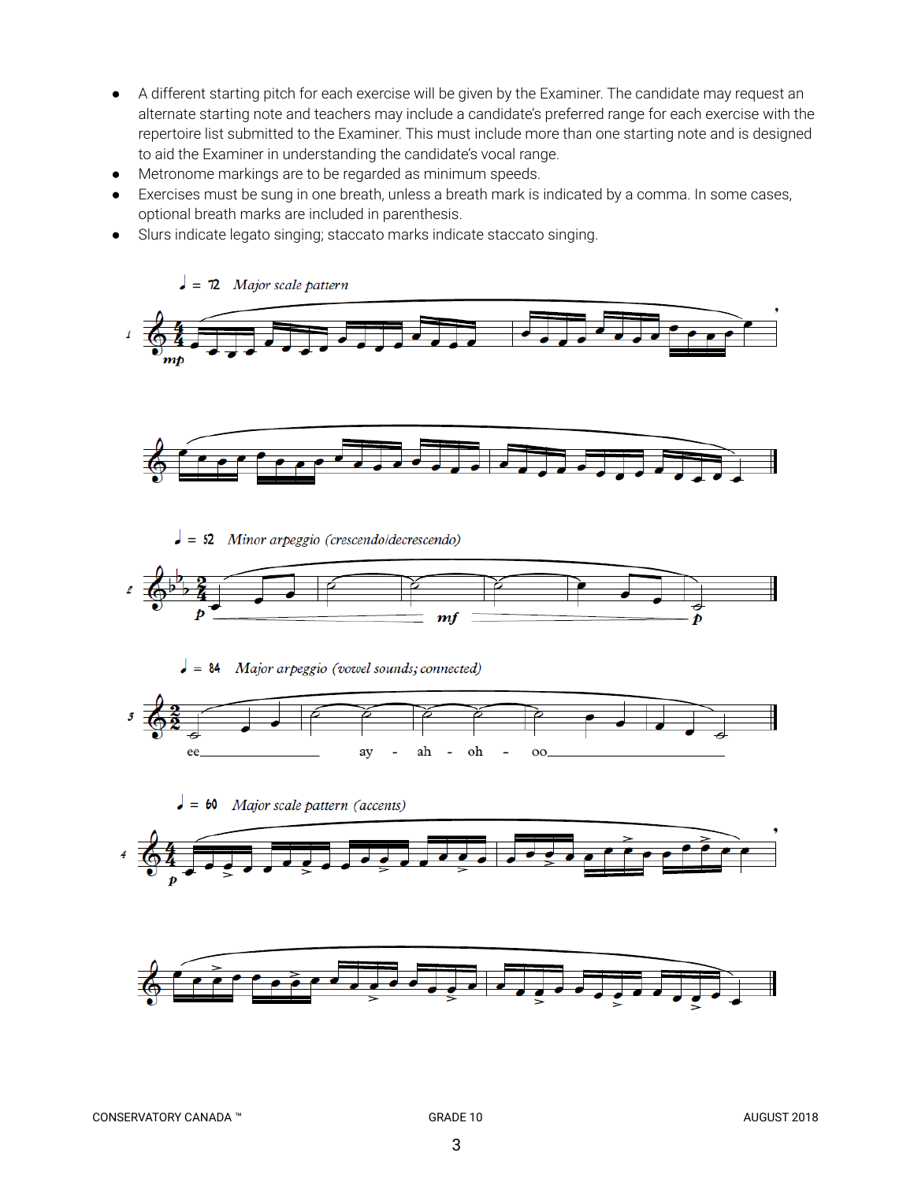- A different starting pitch for each exercise will be given by the Examiner. The candidate may request an alternate starting note and teachers may include a candidate's preferred range for each exercise with the repertoire list submitted to the Examiner. This must include more than one starting note and is designed to aid the Examiner in understanding the candidate's vocal range.
- Metronome markings are to be regarded as minimum speeds.
- Exercises must be sung in one breath, unless a breath mark is indicated by a comma. In some cases, optional breath marks are included in parenthesis.
- Slurs indicate legato singing; staccato marks indicate staccato singing.

1. ♩ = 72 *Major scale pattern*

2. ♩ = 52 *Minor arpeggio (crescendo/decrescendo)*

3. ♩ = 84 *Major arpeggio (vowel sounds; connected)*

   ee ay - ah - oh - oo

4. ♩ = 60 *Major scale pattern (accents)*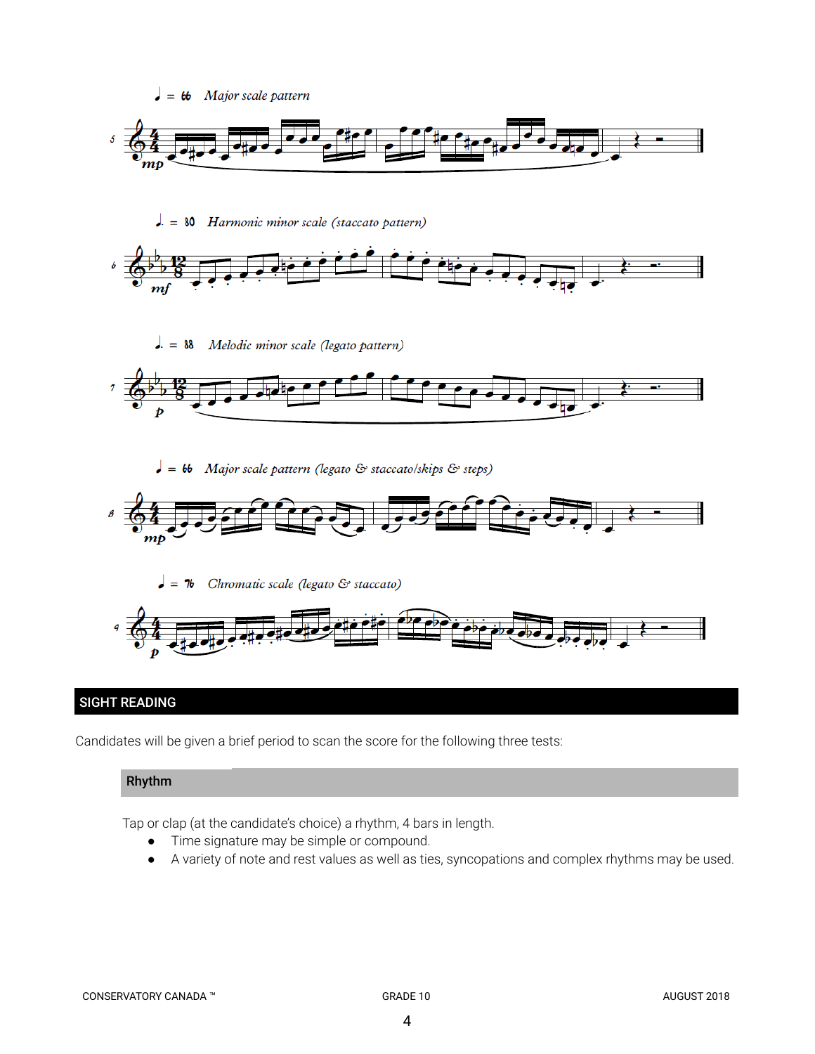♩ = 66 *Major scale pattern*

♩. = 80 *Harmonic minor scale (staccato pattern)*

♩. = 88 *Melodic minor scale (legato pattern)*

♩ = 66 *Major scale pattern (legato & staccato/skips & steps)*

♩ = 76 *Chromatic scale (legato & staccato)*

## SIGHT READING

Candidates will be given a brief period to scan the score for the following three tests:

### Rhythm

Tap or clap (at the candidate's choice) a rhythm, 4 bars in length.

- Time signature may be simple or compound.
- A variety of note and rest values as well as ties, syncopations and complex rhythms may be used.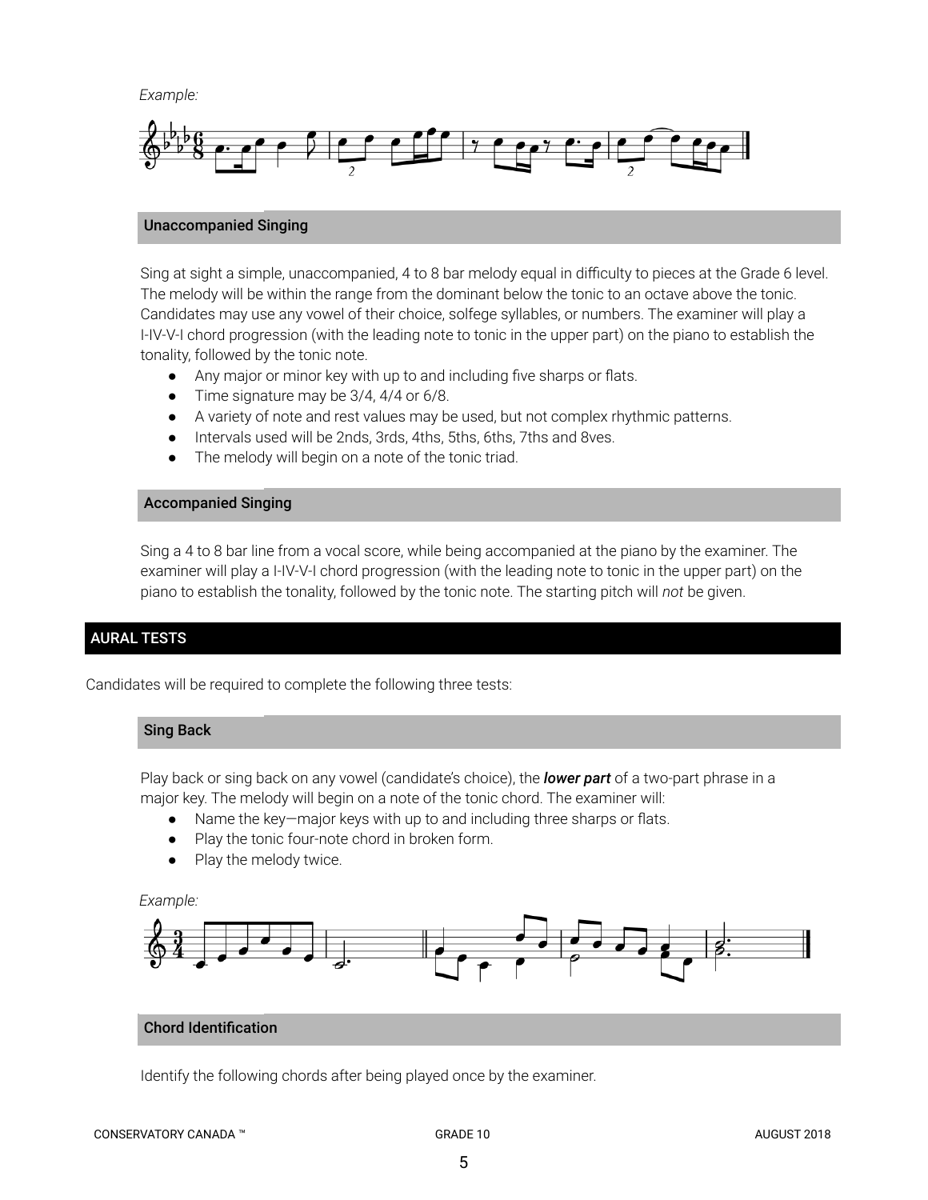*Example:*

## Unaccompanied Singing

Sing at sight a simple, unaccompanied, 4 to 8 bar melody equal in difficulty to pieces at the Grade 6 level. The melody will be within the range from the dominant below the tonic to an octave above the tonic. Candidates may use any vowel of their choice, solfege syllables, or numbers. The examiner will play a I-IV-V-I chord progression (with the leading note to tonic in the upper part) on the piano to establish the tonality, followed by the tonic note.

- Any major or minor key with up to and including five sharps or flats.
- Time signature may be 3/4, 4/4 or 6/8.
- A variety of note and rest values may be used, but not complex rhythmic patterns.
- Intervals used will be 2nds, 3rds, 4ths, 5ths, 6ths, 7ths and 8ves.
- The melody will begin on a note of the tonic triad.

## Accompanied Singing

Sing a 4 to 8 bar line from a vocal score, while being accompanied at the piano by the examiner. The examiner will play a I-IV-V-I chord progression (with the leading note to tonic in the upper part) on the piano to establish the tonality, followed by the tonic note. The starting pitch will *not* be given.

# AURAL TESTS

Candidates will be required to complete the following three tests:

## Sing Back

Play back or sing back on any vowel (candidate's choice), the ***lower part*** of a two-part phrase in a major key. The melody will begin on a note of the tonic chord. The examiner will:

- Name the key—major keys with up to and including three sharps or flats.
- Play the tonic four-note chord in broken form.
- Play the melody twice.

*Example:*

## Chord Identification

Identify the following chords after being played once by the examiner.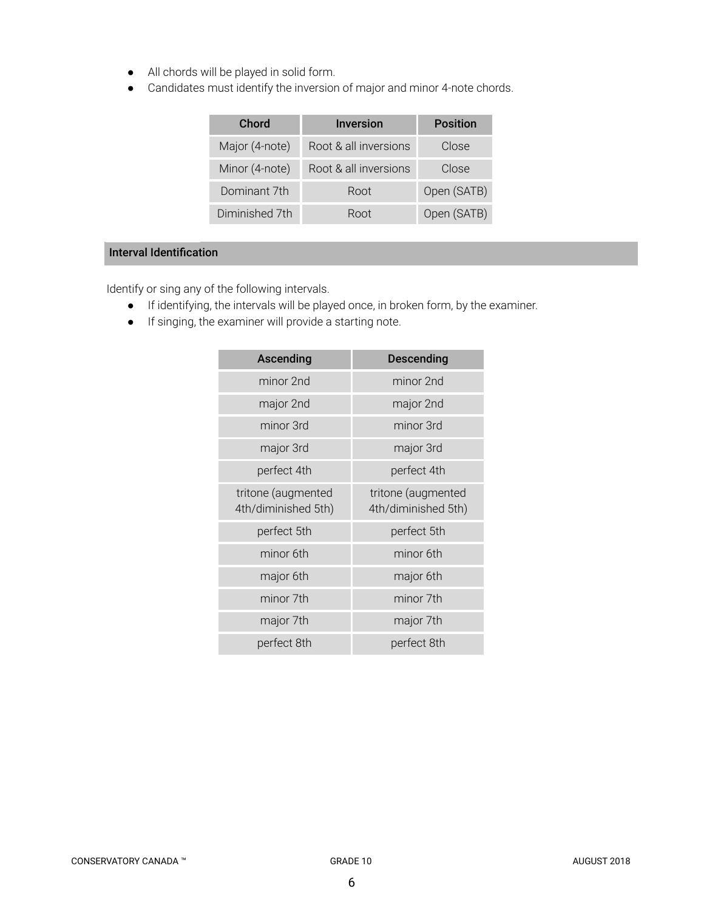- All chords will be played in solid form.
- Candidates must identify the inversion of major and minor 4-note chords.

| Chord | Inversion | Position |
| --- | --- | --- |
| Major (4-note) | Root & all inversions | Close |
| Minor (4-note) | Root & all inversions | Close |
| Dominant 7th | Root | Open (SATB) |
| Diminished 7th | Root | Open (SATB) |

## Interval Identification

Identify or sing any of the following intervals.

- If identifying, the intervals will be played once, in broken form, by the examiner.
- If singing, the examiner will provide a starting note.

| Ascending | Descending |
| --- | --- |
| minor 2nd | minor 2nd |
| major 2nd | major 2nd |
| minor 3rd | minor 3rd |
| major 3rd | major 3rd |
| perfect 4th | perfect 4th |
| tritone (augmented 4th/diminished 5th) | tritone (augmented 4th/diminished 5th) |
| perfect 5th | perfect 5th |
| minor 6th | minor 6th |
| major 6th | major 6th |
| minor 7th | minor 7th |
| major 7th | major 7th |
| perfect 8th | perfect 8th |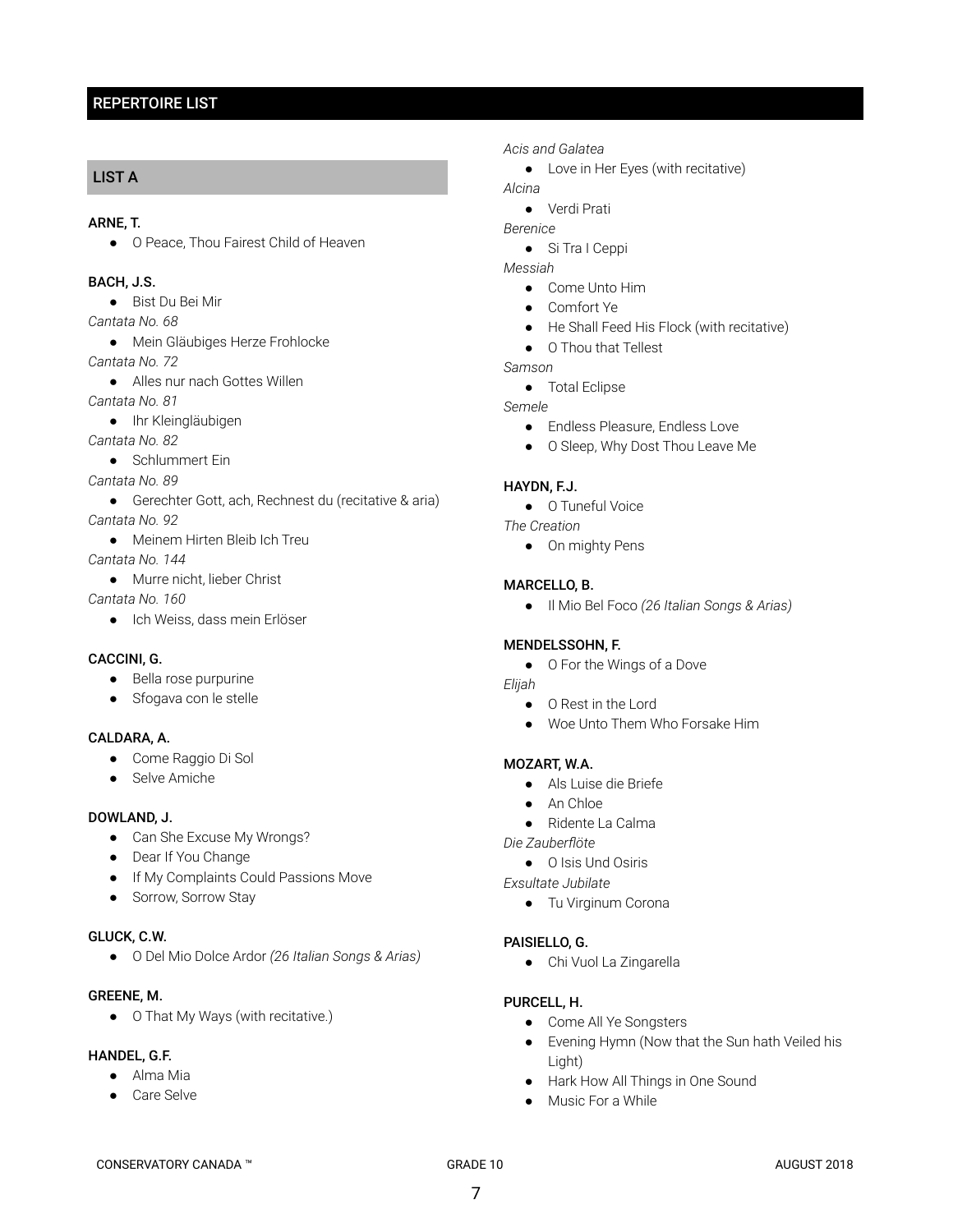## REPERTOIRE LIST

### LIST A

**ARNE, T.**

- O Peace, Thou Fairest Child of Heaven

**BACH, J.S.**

- Bist Du Bei Mir

*Cantata No. 68*

- Mein Gläubiges Herze Frohlocke

*Cantata No. 72*

- Alles nur nach Gottes Willen

*Cantata No. 81*

- Ihr Kleingläubigen

*Cantata No. 82*

- Schlummert Ein

*Cantata No. 89*

- Gerechter Gott, ach, Rechnest du (recitative & aria)

*Cantata No. 92*

- Meinem Hirten Bleib Ich Treu

*Cantata No. 144*

- Murre nicht, lieber Christ

*Cantata No. 160*

- Ich Weiss, dass mein Erlöser

**CACCINI, G.**

- Bella rose purpurine
- Sfogava con le stelle

**CALDARA, A.**

- Come Raggio Di Sol
- Selve Amiche

**DOWLAND, J.**

- Can She Excuse My Wrongs?
- Dear If You Change
- If My Complaints Could Passions Move
- Sorrow, Sorrow Stay

**GLUCK, C.W.**

- O Del Mio Dolce Ardor *(26 Italian Songs & Arias)*

**GREENE, M.**

- O That My Ways (with recitative.)

**HANDEL, G.F.**

- Alma Mia
- Care Selve

*Acis and Galatea*

- Love in Her Eyes (with recitative)

*Alcina*

- Verdi Prati

*Berenice*

- Si Tra I Ceppi

*Messiah*

- Come Unto Him
- Comfort Ye
- He Shall Feed His Flock (with recitative)
- O Thou that Tellest

*Samson*

- Total Eclipse

*Semele*

- Endless Pleasure, Endless Love
- O Sleep, Why Dost Thou Leave Me

**HAYDN, F.J.**

- O Tuneful Voice

*The Creation*

- On mighty Pens

**MARCELLO, B.**

- Il Mio Bel Foco *(26 Italian Songs & Arias)*

**MENDELSSOHN, F.**

- O For the Wings of a Dove

*Elijah*

- O Rest in the Lord
- Woe Unto Them Who Forsake Him

**MOZART, W.A.**

- Als Luise die Briefe
- An Chloe
- Ridente La Calma

*Die Zauberflöte*

- O Isis Und Osiris

*Exsultate Jubilate*

- Tu Virginum Corona

**PAISIELLO, G.**

- Chi Vuol La Zingarella

**PURCELL, H.**

- Come All Ye Songsters
- Evening Hymn (Now that the Sun hath Veiled his Light)
- Hark How All Things in One Sound
- Music For a While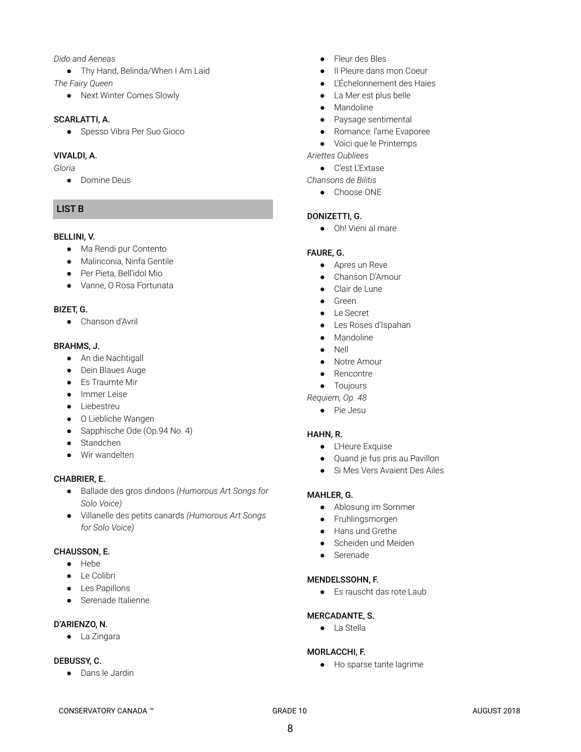*Dido and Aeneas*

- Thy Hand, Belinda/When I Am Laid

*The Fairy Queen*

- Next Winter Comes Slowly

**SCARLATTI, A.**

- Spesso Vibra Per Suo Gioco

**VIVALDI, A.**

*Gloria*

- Domine Deus

## LIST B

**BELLINI, V.**

- Ma Rendi pur Contento
- Malinconia, Ninfa Gentile
- Per Pieta, Bell'idol Mio
- Vanne, O Rosa Fortunata

**BIZET, G.**

- Chanson d'Avril

**BRAHMS, J.**

- An die Nachtigall
- Dein Blaues Auge
- Es Traumte Mir
- Immer Leise
- Liebestreu
- O Liebliche Wangen
- Sapphische Ode (Op.94 No. 4)
- Standchen
- Wir wandelten

**CHABRIER, E.**

- Ballade des gros dindons *(Humorous Art Songs for Solo Voice)*
- Villanelle des petits canards *(Humorous Art Songs for Solo Voice)*

**CHAUSSON, E.**

- Hebe
- Le Colibri
- Les Papillons
- Serenade Italienne

**D'ARIENZO, N.**

- La Zingara

**DEBUSSY, C.**

- Dans le Jardin
- Fleur des Bles
- Il Pleure dans mon Coeur
- L'Échelonnement des Haies
- La Mer est plus belle
- Mandoline
- Paysage sentimental
- Romance: l'ame Evaporee
- Voici que le Printemps

*Ariettes Oubliees*

- C'est L'Extase

*Chansons de Bilitis*

- Choose ONE

**DONIZETTI, G.**

- Oh! Vieni al mare

**FAURE, G.**

- Apres un Reve
- Chanson D'Amour
- Clair de Lune
- Green
- Le Secret
- Les Roses d'Ispahan
- Mandoline
- Nell
- Notre Amour
- Rencontre
- Toujours

*Requiem, Op. 48*

- Pie Jesu

**HAHN, R.**

- L'Heure Exquise
- Quand je fus pris au Pavillon
- Si Mes Vers Avaient Des Ailes

**MAHLER, G.**

- Ablosung im Sommer
- Fruhlingsmorgen
- Hans und Grethe
- Scheiden und Meiden
- Serenade

**MENDELSSOHN, F.**

- Es rauscht das rote Laub

**MERCADANTE, S.**

- La Stella

**MORLACCHI, F.**

- Ho sparse tante lagrime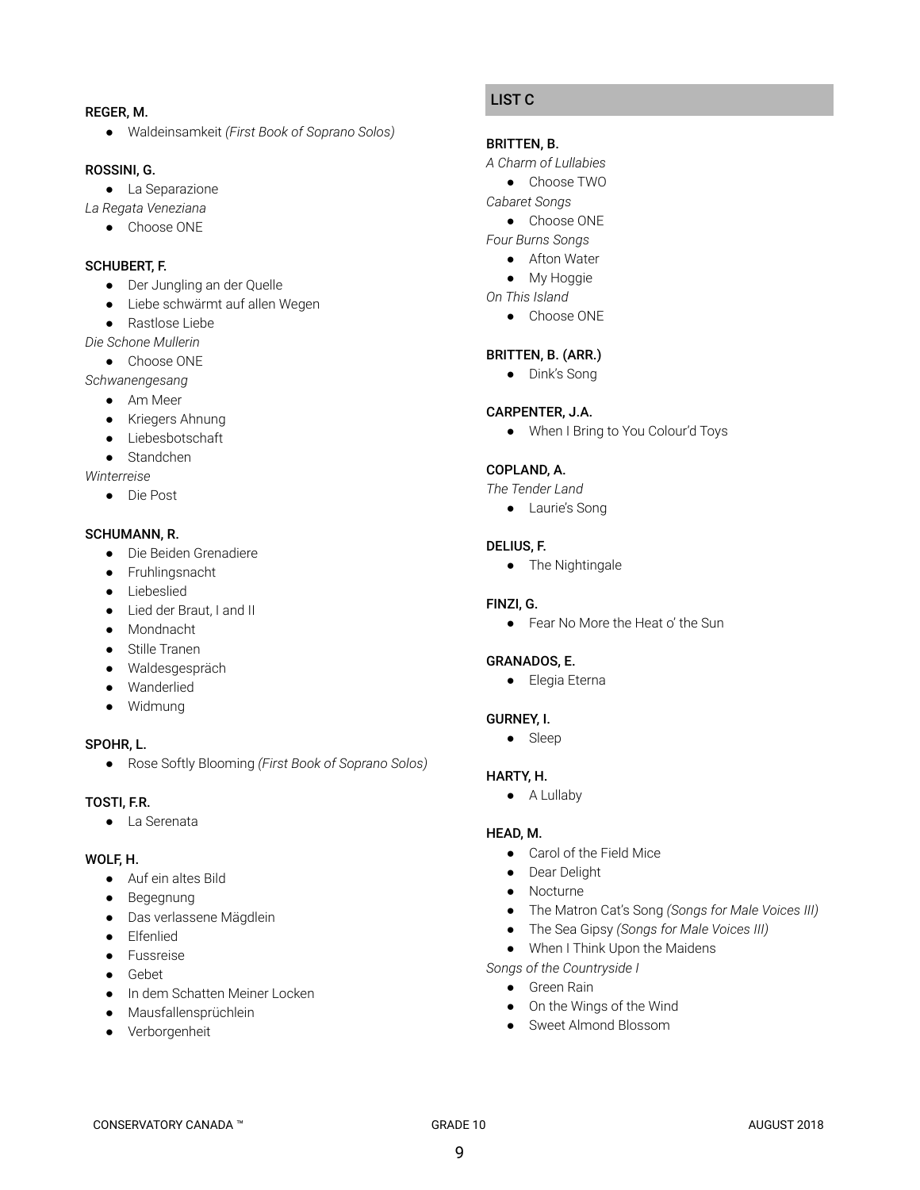**REGER, M.**

- Waldeinsamkeit *(First Book of Soprano Solos)*

**ROSSINI, G.**

- La Separazione

*La Regata Veneziana*

- Choose ONE

**SCHUBERT, F.**

- Der Jungling an der Quelle
- Liebe schwärmt auf allen Wegen
- Rastlose Liebe

*Die Schone Mullerin*

- Choose ONE

*Schwanengesang*

- Am Meer
- Kriegers Ahnung
- Liebesbotschaft
- Standchen

*Winterreise*

- Die Post

**SCHUMANN, R.**

- Die Beiden Grenadiere
- Fruhlingsnacht
- Liebeslied
- Lied der Braut, I and II
- Mondnacht
- Stille Tranen
- Waldesgespräch
- Wanderlied
- Widmung

**SPOHR, L.**

- Rose Softly Blooming *(First Book of Soprano Solos)*

**TOSTI, F.R.**

- La Serenata

**WOLF, H.**

- Auf ein altes Bild
- Begegnung
- Das verlassene Mägdlein
- Elfenlied
- Fussreise
- Gebet
- In dem Schatten Meiner Locken
- Mausfallensprüchlein
- Verborgenheit

## LIST C

**BRITTEN, B.**

*A Charm of Lullabies*

- Choose TWO

*Cabaret Songs*

- Choose ONE

*Four Burns Songs*

- Afton Water
- My Hoggie

*On This Island*

- Choose ONE

**BRITTEN, B. (ARR.)**

- Dink's Song

**CARPENTER, J.A.**

- When I Bring to You Colour'd Toys

**COPLAND, A.**

*The Tender Land*

- Laurie's Song

**DELIUS, F.**

- The Nightingale

**FINZI, G.**

- Fear No More the Heat o' the Sun

**GRANADOS, E.**

- Elegia Eterna

**GURNEY, I.**

- Sleep

**HARTY, H.**

- A Lullaby

**HEAD, M.**

- Carol of the Field Mice
- Dear Delight
- Nocturne
- The Matron Cat's Song *(Songs for Male Voices III)*
- The Sea Gipsy *(Songs for Male Voices III)*
- When I Think Upon the Maidens

*Songs of the Countryside I*

- Green Rain
- On the Wings of the Wind
- Sweet Almond Blossom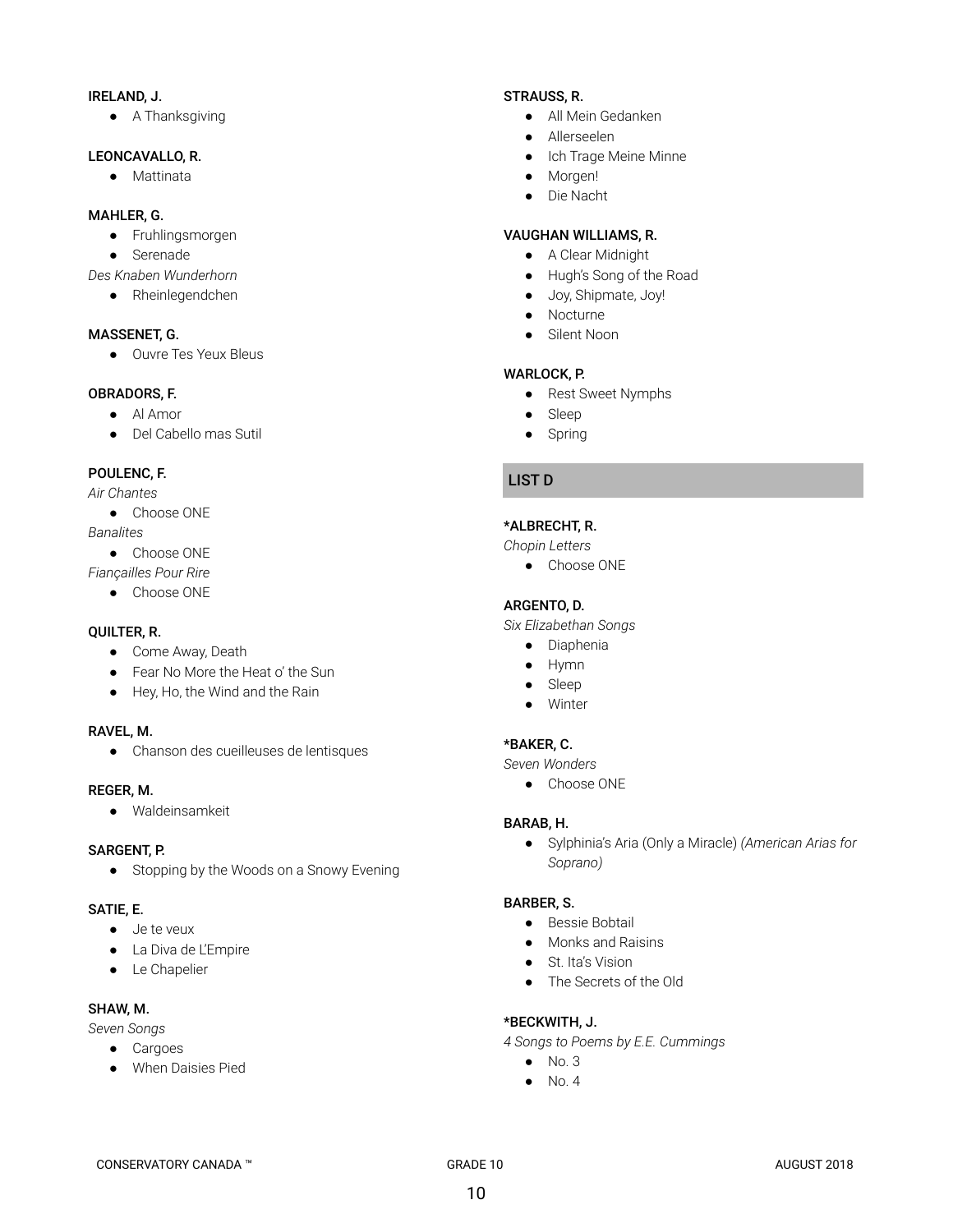**IRELAND, J.**
- A Thanksgiving

**LEONCAVALLO, R.**
- Mattinata

**MAHLER, G.**
- Fruhlingsmorgen
- Serenade

*Des Knaben Wunderhorn*
- Rheinlegendchen

**MASSENET, G.**
- Ouvre Tes Yeux Bleus

**OBRADORS, F.**
- Al Amor
- Del Cabello mas Sutil

**POULENC, F.**

*Air Chantes*
- Choose ONE

*Banalites*
- Choose ONE

*Fiançailles Pour Rire*
- Choose ONE

**QUILTER, R.**
- Come Away, Death
- Fear No More the Heat o' the Sun
- Hey, Ho, the Wind and the Rain

**RAVEL, M.**
- Chanson des cueilleuses de lentisques

**REGER, M.**
- Waldeinsamkeit

**SARGENT, P.**
- Stopping by the Woods on a Snowy Evening

**SATIE, E.**
- Je te veux
- La Diva de L'Empire
- Le Chapelier

**SHAW, M.**

*Seven Songs*
- Cargoes
- When Daisies Pied

**STRAUSS, R.**
- All Mein Gedanken
- Allerseelen
- Ich Trage Meine Minne
- Morgen!
- Die Nacht

**VAUGHAN WILLIAMS, R.**
- A Clear Midnight
- Hugh's Song of the Road
- Joy, Shipmate, Joy!
- Nocturne
- Silent Noon

**WARLOCK, P.**
- Rest Sweet Nymphs
- Sleep
- Spring

## LIST D

**\*ALBRECHT, R.**

*Chopin Letters*
- Choose ONE

**ARGENTO, D.**

*Six Elizabethan Songs*
- Diaphenia
- Hymn
- Sleep
- Winter

**\*BAKER, C.**

*Seven Wonders*
- Choose ONE

**BARAB, H.**
- Sylphinia's Aria (Only a Miracle) *(American Arias for Soprano)*

**BARBER, S.**
- Bessie Bobtail
- Monks and Raisins
- St. Ita's Vision
- The Secrets of the Old

**\*BECKWITH, J.**

*4 Songs to Poems by E.E. Cummings*
- No. 3
- No. 4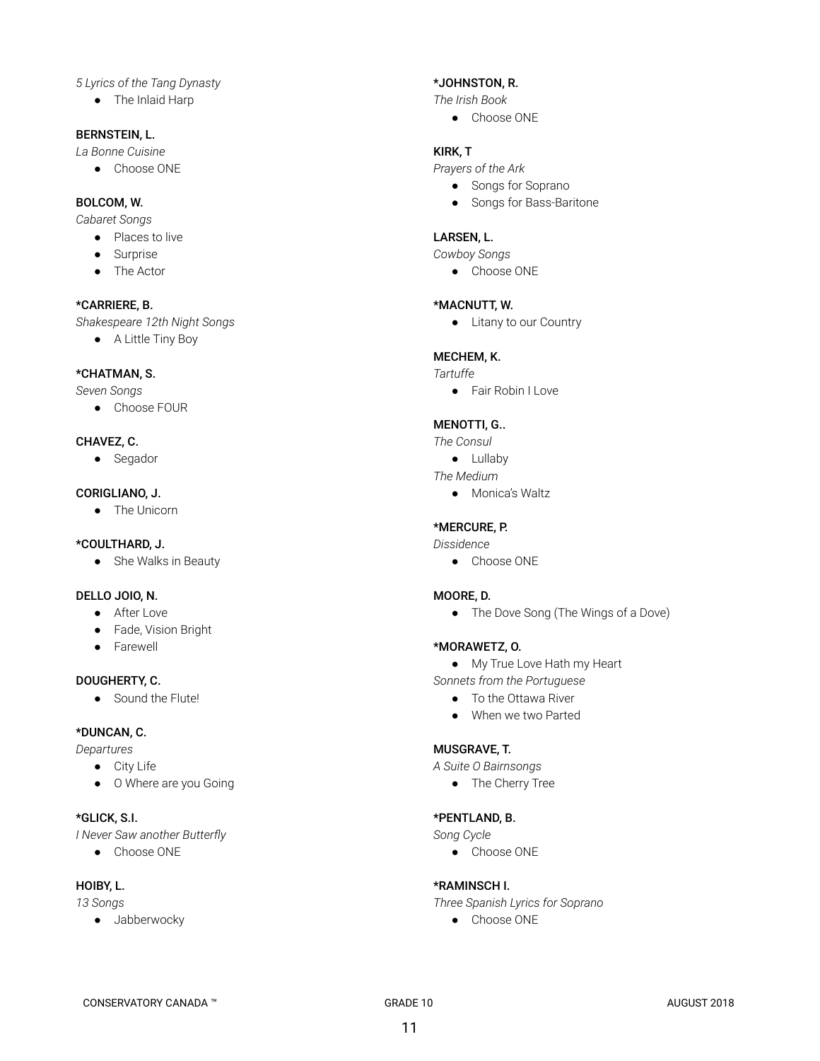*5 Lyrics of the Tang Dynasty*

- The Inlaid Harp

**BERNSTEIN, L.**

*La Bonne Cuisine*

- Choose ONE

**BOLCOM, W.**

*Cabaret Songs*

- Places to live
- Surprise
- The Actor

**\*CARRIERE, B.**

*Shakespeare 12th Night Songs*

- A Little Tiny Boy

**\*CHATMAN, S.**

*Seven Songs*

- Choose FOUR

**CHAVEZ, C.**

- Segador

**CORIGLIANO, J.**

- The Unicorn

**\*COULTHARD, J.**

- She Walks in Beauty

**DELLO JOIO, N.**

- After Love
- Fade, Vision Bright
- Farewell

**DOUGHERTY, C.**

- Sound the Flute!

**\*DUNCAN, C.**

*Departures*

- City Life
- O Where are you Going

**\*GLICK, S.I.**

*I Never Saw another Butterfly*

- Choose ONE

**HOIBY, L.**

*13 Songs*

- Jabberwocky

**\*JOHNSTON, R.**

*The Irish Book*

- Choose ONE

**KIRK, T**

*Prayers of the Ark*

- Songs for Soprano
- Songs for Bass-Baritone

**LARSEN, L.**

*Cowboy Songs*

- Choose ONE

**\*MACNUTT, W.**

- Litany to our Country

**MECHEM, K.**

*Tartuffe*

- Fair Robin I Love

**MENOTTI, G..**

*The Consul*

- Lullaby

*The Medium*

- Monica's Waltz

**\*MERCURE, P.**

*Dissidence*

- Choose ONE

**MOORE, D.**

- The Dove Song (The Wings of a Dove)

**\*MORAWETZ, O.**

- My True Love Hath my Heart

*Sonnets from the Portuguese*

- To the Ottawa River
- When we two Parted

**MUSGRAVE, T.**

*A Suite O Bairnsongs*

- The Cherry Tree

**\*PENTLAND, B.**

*Song Cycle*

- Choose ONE

**\*RAMINSCH I.**

*Three Spanish Lyrics for Soprano*

- Choose ONE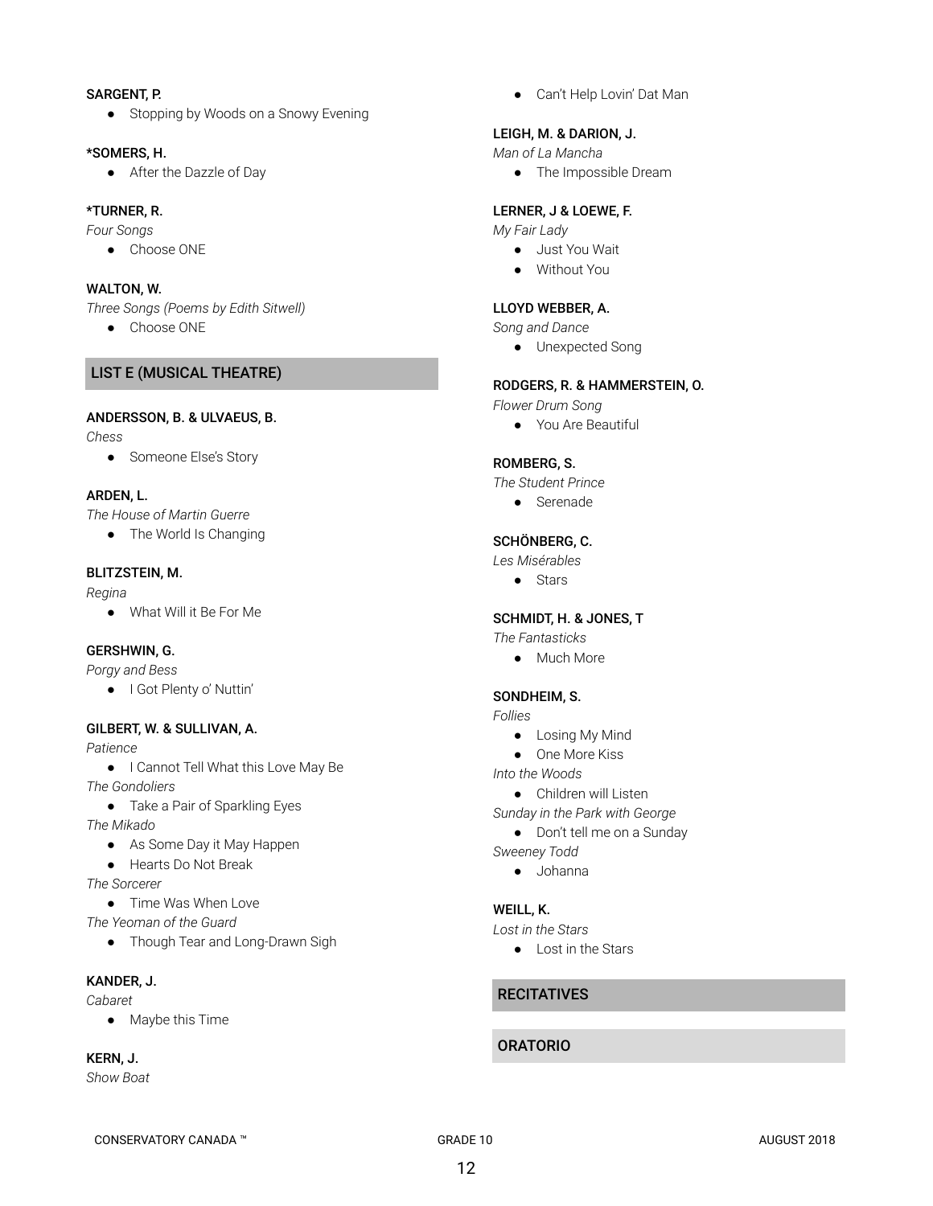**SARGENT, P.**

- Stopping by Woods on a Snowy Evening

**\*SOMERS, H.**

- After the Dazzle of Day

**\*TURNER, R.**

*Four Songs*

- Choose ONE

**WALTON, W.**

*Three Songs (Poems by Edith Sitwell)*

- Choose ONE

## LIST E (MUSICAL THEATRE)

**ANDERSSON, B. & ULVAEUS, B.**

*Chess*

- Someone Else's Story

**ARDEN, L.**

*The House of Martin Guerre*

- The World Is Changing

**BLITZSTEIN, M.**

*Regina*

- What Will it Be For Me

**GERSHWIN, G.**

*Porgy and Bess*

- I Got Plenty o' Nuttin'

**GILBERT, W. & SULLIVAN, A.**

*Patience*

- I Cannot Tell What this Love May Be

*The Gondoliers*

- Take a Pair of Sparkling Eyes

*The Mikado*

- As Some Day it May Happen
- Hearts Do Not Break

*The Sorcerer*

- Time Was When Love

*The Yeoman of the Guard*

- Though Tear and Long-Drawn Sigh

**KANDER, J.**

*Cabaret*

- Maybe this Time

**KERN, J.**

*Show Boat*

- Can't Help Lovin' Dat Man

**LEIGH, M. & DARION, J.**

*Man of La Mancha*

- The Impossible Dream

**LERNER, J & LOEWE, F.**

*My Fair Lady*

- Just You Wait
- Without You

**LLOYD WEBBER, A.**

*Song and Dance*

- Unexpected Song

**RODGERS, R. & HAMMERSTEIN, O.**

*Flower Drum Song*

- You Are Beautiful

**ROMBERG, S.**

*The Student Prince*

- Serenade

**SCHÖNBERG, C.**

*Les Misérables*

- Stars

**SCHMIDT, H. & JONES, T**

*The Fantasticks*

- Much More

**SONDHEIM, S.**

*Follies*

- Losing My Mind
- One More Kiss

*Into the Woods*

- Children will Listen

*Sunday in the Park with George*

- Don't tell me on a Sunday

*Sweeney Todd*

- Johanna

**WEILL, K.**

*Lost in the Stars*

- Lost in the Stars

## RECITATIVES

## ORATORIO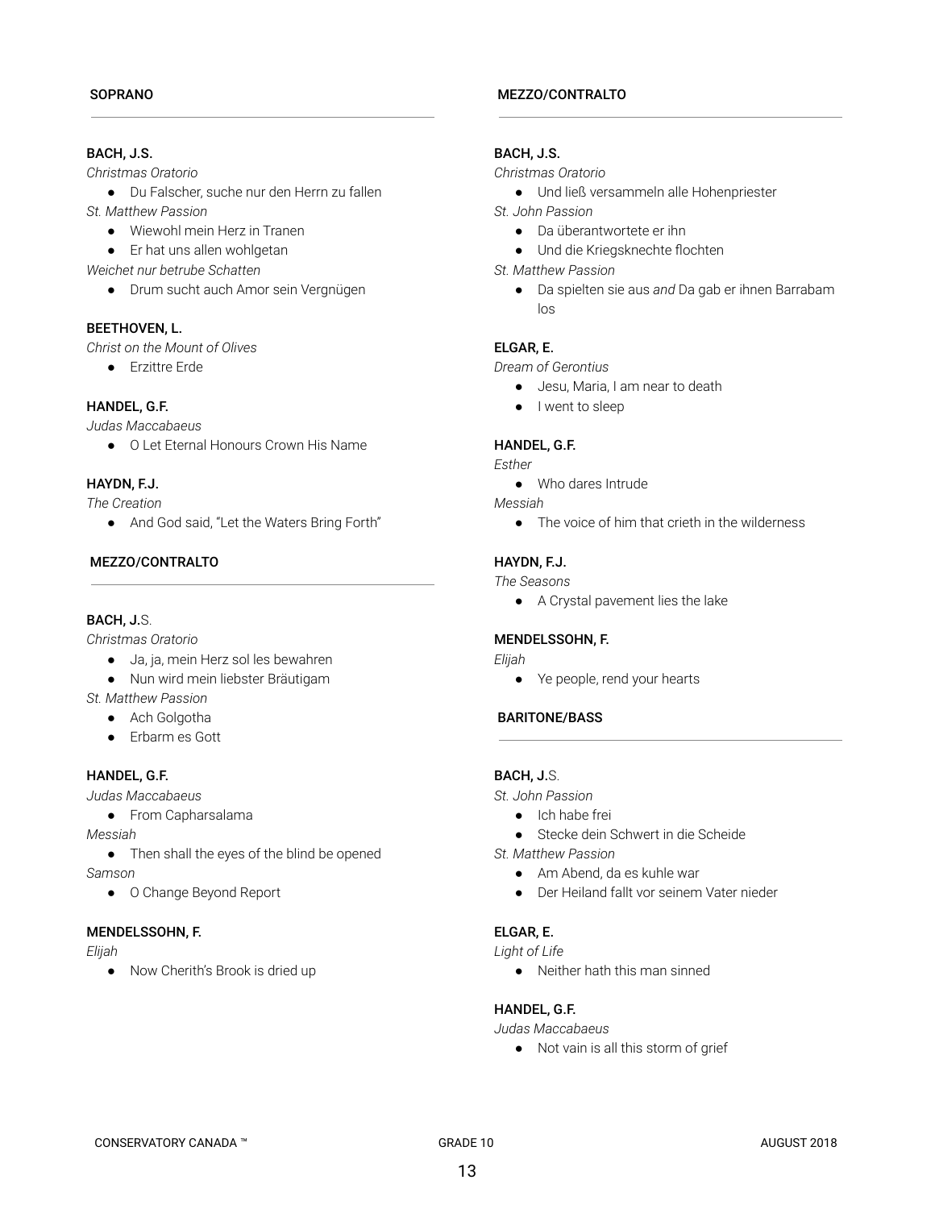## SOPRANO

**BACH, J.S.**

*Christmas Oratorio*

- Du Falscher, suche nur den Herrn zu fallen

*St. Matthew Passion*

- Wiewohl mein Herz in Tranen
- Er hat uns allen wohlgetan

*Weichet nur betrube Schatten*

- Drum sucht auch Amor sein Vergnügen

**BEETHOVEN, L.**

*Christ on the Mount of Olives*

- Erzittre Erde

**HANDEL, G.F.**

*Judas Maccabaeus*

- O Let Eternal Honours Crown His Name

**HAYDN, F.J.**

*The Creation*

- And God said, "Let the Waters Bring Forth"

## MEZZO/CONTRALTO

**BACH, J.**S.

*Christmas Oratorio*

- Ja, ja, mein Herz sol les bewahren
- Nun wird mein liebster Bräutigam

*St. Matthew Passion*

- Ach Golgotha
- Erbarm es Gott

**HANDEL, G.F.**

*Judas Maccabaeus*

- From Capharsalama

*Messiah*

- Then shall the eyes of the blind be opened

*Samson*

- O Change Beyond Report

**MENDELSSOHN, F.**

*Elijah*

- Now Cherith's Brook is dried up

## MEZZO/CONTRALTO

**BACH, J.S.**

*Christmas Oratorio*

- Und ließ versammeln alle Hohenpriester

*St. John Passion*

- Da überantwortete er ihn
- Und die Kriegsknechte flochten

*St. Matthew Passion*

- Da spielten sie aus *and* Da gab er ihnen Barrabam los

**ELGAR, E.**

*Dream of Gerontius*

- Jesu, Maria, I am near to death
- I went to sleep

**HANDEL, G.F.**

*Esther*

- Who dares Intrude

*Messiah*

- The voice of him that crieth in the wilderness

**HAYDN, F.J.**

*The Seasons*

- A Crystal pavement lies the lake

**MENDELSSOHN, F.**

*Elijah*

- Ye people, rend your hearts

## BARITONE/BASS

**BACH, J.**S.

*St. John Passion*

- Ich habe frei
- Stecke dein Schwert in die Scheide

*St. Matthew Passion*

- Am Abend, da es kuhle war
- Der Heiland fallt vor seinem Vater nieder

**ELGAR, E.**

*Light of Life*

- Neither hath this man sinned

**HANDEL, G.F.**

*Judas Maccabaeus*

- Not vain is all this storm of grief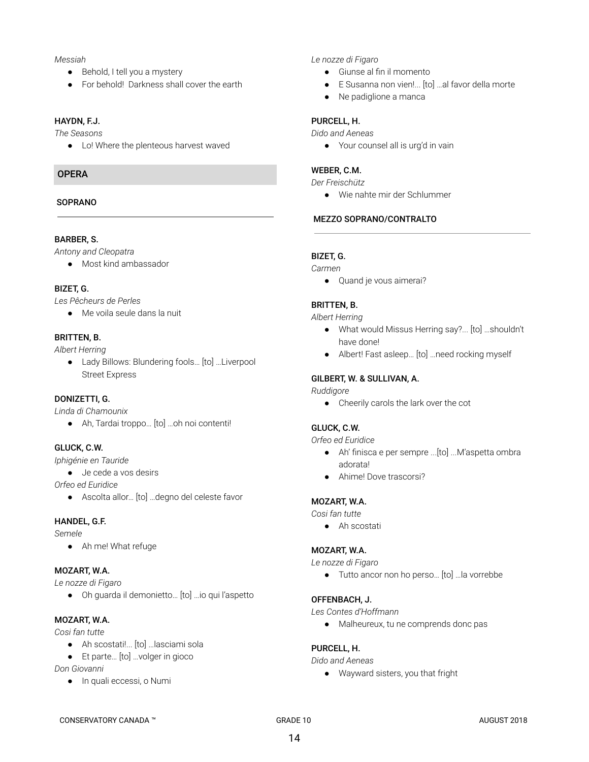*Messiah*

- Behold, I tell you a mystery
- For behold! Darkness shall cover the earth

**HAYDN, F.J.**

*The Seasons*

- Lo! Where the plenteous harvest waved

## OPERA

### SOPRANO

**BARBER, S.**

*Antony and Cleopatra*

- Most kind ambassador

**BIZET, G.**

*Les Pêcheurs de Perles*

- Me voila seule dans la nuit

**BRITTEN, B.**

*Albert Herring*

- Lady Billows: Blundering fools… [to] …Liverpool Street Express

**DONIZETTI, G.**

*Linda di Chamounix*

- Ah, Tardai troppo… [to] …oh noi contenti!

**GLUCK, C.W.**

*Iphigénie en Tauride*

- Je cede a vos desirs

*Orfeo ed Euridice*

- Ascolta allor… [to] …degno del celeste favor

**HANDEL, G.F.**

*Semele*

- Ah me! What refuge

**MOZART, W.A.**

*Le nozze di Figaro*

- Oh guarda il demonietto… [to] …io qui l'aspetto

**MOZART, W.A.**

*Cosi fan tutte*

- Ah scostati!... [to] …lasciami sola
- Et parte… [to] …volger in gioco

*Don Giovanni*

- In quali eccessi, o Numi

*Le nozze di Figaro*

- Giunse al fin il momento
- E Susanna non vien!... [to] …al favor della morte
- Ne padiglione a manca

**PURCELL, H.**

*Dido and Aeneas*

- Your counsel all is urg'd in vain

**WEBER, C.M.**

*Der Freischütz*

- Wie nahte mir der Schlummer

### MEZZO SOPRANO/CONTRALTO

**BIZET, G.**

*Carmen*

- Quand je vous aimerai?

**BRITTEN, B.**

*Albert Herring*

- What would Missus Herring say?... [to] …shouldn't have done!
- Albert! Fast asleep… [to] …need rocking myself

**GILBERT, W. & SULLIVAN, A.**

*Ruddigore*

- Cheerily carols the lark over the cot

**GLUCK, C.W.**

*Orfeo ed Euridice*

- Ah' finisca e per sempre ...[to] ...M'aspetta ombra adorata!
- Ahime! Dove trascorsi?

**MOZART, W.A.**

*Cosi fan tutte*

- Ah scostati

**MOZART, W.A.**

*Le nozze di Figaro*

- Tutto ancor non ho perso… [to] …la vorrebbe

**OFFENBACH, J.**

*Les Contes d'Hoffmann*

- Malheureux, tu ne comprends donc pas

**PURCELL, H.**

*Dido and Aeneas*

- Wayward sisters, you that fright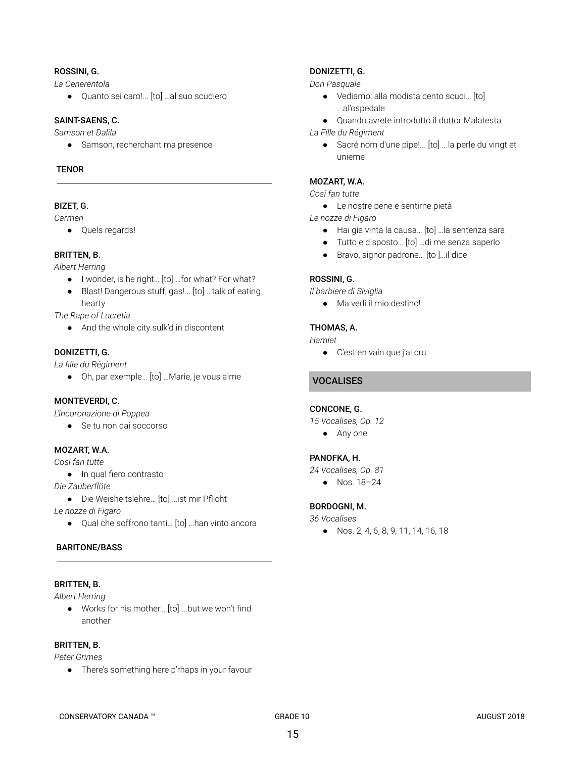**ROSSINI, G.**

*La Cenerentola*

- Quanto sei caro!... [to] …al suo scudiero

**SAINT-SAENS, C.**

*Samson et Dalila*

- Samson, recherchant ma presence

### TENOR

**BIZET, G.**

*Carmen*

- Quels regards!

**BRITTEN, B.**

*Albert Herring*

- I wonder, is he right… [to] …for what? For what?
- Blast! Dangerous stuff, gas!... [to] …talk of eating hearty

*The Rape of Lucretia*

- And the whole city sulk'd in discontent

**DONIZETTI, G.**

*La fille du Régiment*

- Oh, par exemple… [to] …Marie, je vous aime

**MONTEVERDI, C.**

*L'incoronazione di Poppea*

- Se tu non dai soccorso

**MOZART, W.A.**

*Cosi fan tutte*

- In qual fiero contrasto

*Die Zauberflöte*

- Die Weisheitslehre… [to] …ist mir Pflicht

*Le nozze di Figaro*

- Qual che soffrono tanti… [to] …han vinto ancora

### BARITONE/BASS

**BRITTEN, B.**

*Albert Herring*

- Works for his mother… [to] ...but we won't find another

**BRITTEN, B.**

*Peter Grimes*

- There's something here p'rhaps in your favour

**DONIZETTI, G.**

*Don Pasquale*

- Vediamo: alla modista cento scudi… [to] ...al'ospedale
- Quando avrete introdotto il dottor Malatesta

*La Fille du Régiment*

- Sacré nom d'une pipe!... [to] ...la perle du vingt et unieme

**MOZART, W.A.**

*Cosi fan tutte*

- Le nostre pene e sentirne pietà

*Le nozze di Figaro*

- Hai gia vinta la causa… [to] …la sentenza sara
- Tutto e disposto… [to] …di me senza saperlo
- Bravo, signor padrone… [to ]…il dice

**ROSSINI, G.**

*Il barbiere di Siviglia*

- Ma vedi il mio destino!

**THOMAS, A.**

*Hamlet*

- C'est en vain que j'ai cru

## VOCALISES

**CONCONE, G.**

*15 Vocalises, Op. 12*

- Any one

**PANOFKA, H.**

*24 Vocalises, Op. 81*

- Nos. 18–24

**BORDOGNI, M.**

*36 Vocalises*

- Nos. 2, 4, 6, 8, 9, 11, 14, 16, 18